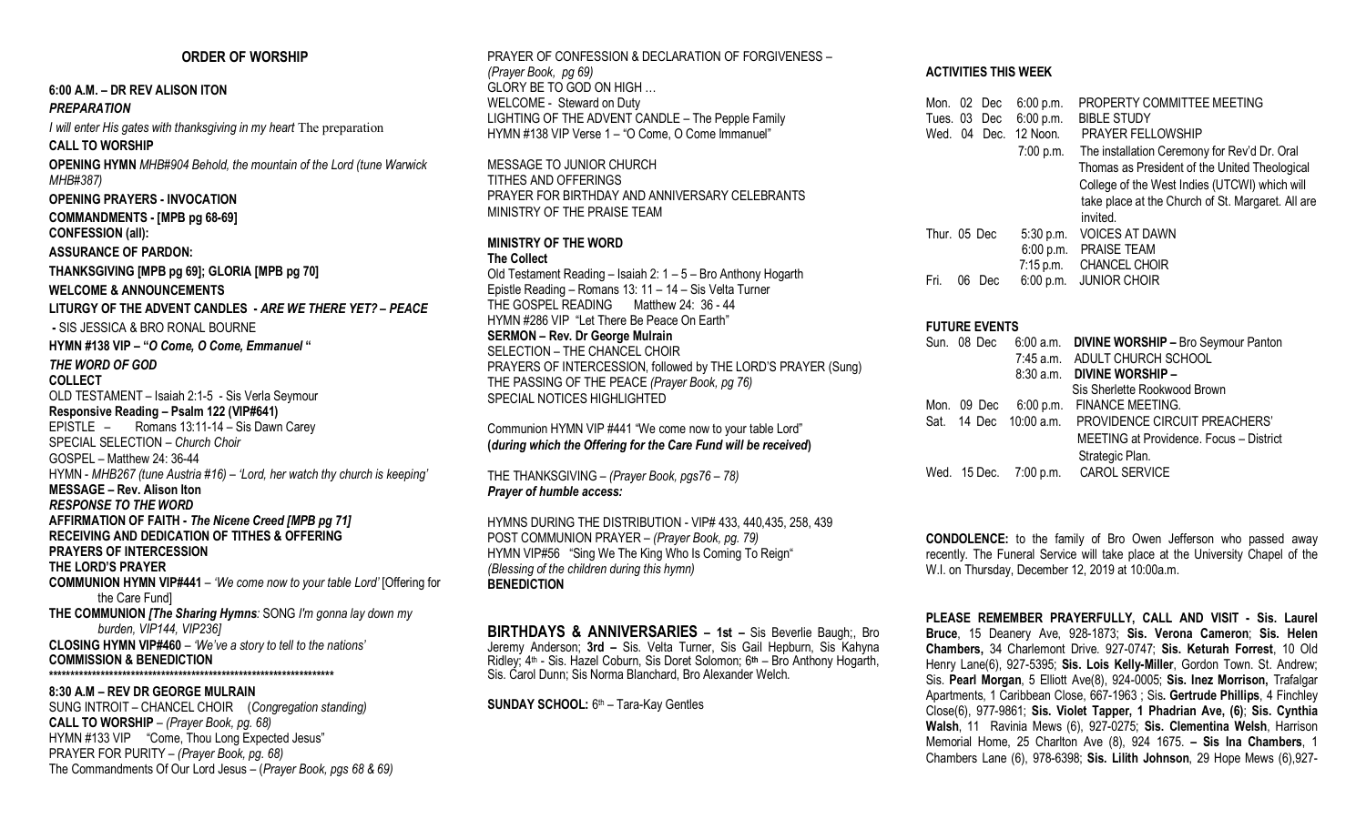## ORDER OF WORSHIP

**6:00 A.M. – DR REV ALISON ITON**

***PREPARATION***

*I will enter His gates with thanksgiving in my heart* The preparation

**CALL TO WORSHIP**

**OPENING HYMN** *MHB#904 Behold, the mountain of the Lord (tune Warwick MHB#387)*

**OPENING PRAYERS - INVOCATION**

**COMMANDMENTS - [MPB pg 68-69]**

**CONFESSION (all):**

**ASSURANCE OF PARDON:**

**THANKSGIVING [MPB pg 69]; GLORIA [MPB pg 70]**

**WELCOME & ANNOUNCEMENTS**

**LITURGY OF THE ADVENT CANDLES** - ***ARE WE THERE YET? – PEACE***

**-** SIS JESSICA & BRO RONAL BOURNE

**HYMN #138 VIP – "*O Come, O Come, Emmanuel* "**

***THE WORD OF GOD***

**COLLECT**

OLD TESTAMENT – Isaiah 2:1-5 - Sis Verla Seymour

**Responsive Reading – Psalm 122 (VIP#641)**

EPISTLE – Romans 13:11-14 – Sis Dawn Carey

SPECIAL SELECTION – *Church Choir*

GOSPEL – Matthew 24: 36-44

HYMN - *MHB267 (tune Austria #16) – 'Lord, her watch thy church is keeping'*

**MESSAGE – Rev. Alison Iton**

***RESPONSE TO THE WORD***

**AFFIRMATION OF FAITH -** ***The Nicene Creed [MPB pg 71]***

**RECEIVING AND DEDICATION OF TITHES & OFFERING**

**PRAYERS OF INTERCESSION**

**THE LORD'S PRAYER**

**COMMUNION HYMN VIP#441** – *'We come now to your table Lord'* [Offering for the Care Fund]

**THE COMMUNION** ***[The Sharing Hymns:*** SONG *I'm gonna lay down my burden, VIP144, VIP236]*

**CLOSING HYMN VIP#460** – *'We've a story to tell to the nations'*

**COMMISSION & BENEDICTION**

****************************************************************

**8:30 A.M – REV DR GEORGE MULRAIN**

SUNG INTROIT – CHANCEL CHOIR (*Congregation standing)*

**CALL TO WORSHIP** – *(Prayer Book, pg. 68)*

HYMN #133 VIP "Come, Thou Long Expected Jesus"

PRAYER FOR PURITY – *(Prayer Book, pg. 68)*

The Commandments Of Our Lord Jesus – (*Prayer Book, pgs 68 & 69)*

PRAYER OF CONFESSION & DECLARATION OF FORGIVENESS – *(Prayer Book, pg 69)*

GLORY BE TO GOD ON HIGH …

WELCOME - Steward on Duty

LIGHTING OF THE ADVENT CANDLE – The Pepple Family

HYMN #138 VIP Verse 1 – "O Come, O Come Immanuel"

MESSAGE TO JUNIOR CHURCH

TITHES AND OFFERINGS

PRAYER FOR BIRTHDAY AND ANNIVERSARY CELEBRANTS

MINISTRY OF THE PRAISE TEAM

**MINISTRY OF THE WORD**

**The Collect**

Old Testament Reading – Isaiah 2: 1 – 5 – Bro Anthony Hogarth

Epistle Reading – Romans 13: 11 – 14 – Sis Velta Turner

THE GOSPEL READING Matthew 24: 36 - 44

HYMN #286 VIP "Let There Be Peace On Earth"

**SERMON – Rev. Dr George Mulrain**

SELECTION – THE CHANCEL CHOIR

PRAYERS OF INTERCESSION, followed by THE LORD'S PRAYER (Sung)

THE PASSING OF THE PEACE *(Prayer Book, pg 76)*

SPECIAL NOTICES HIGHLIGHTED

Communion HYMN VIP #441 "We come now to your table Lord"
**(*during which the Offering for the Care Fund will be received*)**

THE THANKSGIVING – *(Prayer Book, pgs76 – 78)*

***Prayer of humble access:***

HYMNS DURING THE DISTRIBUTION - VIP# 433, 440,435, 258, 439

POST COMMUNION PRAYER – *(Prayer Book, pg. 79)*

HYMN VIP#56 "Sing We The King Who Is Coming To Reign"

*(Blessing of the children during this hymn)*

**BENEDICTION**

**BIRTHDAYS & ANNIVERSARIES – 1st –** Sis Beverlie Baugh;, Bro Jeremy Anderson; **3rd –** Sis. Velta Turner, Sis Gail Hepburn, Sis Kahyna Ridley; 4th - Sis. Hazel Coburn, Sis Doret Solomon; 6**th** – Bro Anthony Hogarth, Sis. Carol Dunn; Sis Norma Blanchard, Bro Alexander Welch.

**SUNDAY SCHOOL:** 6th – Tara-Kay Gentles

### ACTIVITIES THIS WEEK

| | | |
|---|---|---|
| Mon. 02 Dec | 6:00 p.m. | PROPERTY COMMITTEE MEETING |
| Tues. 03 Dec | 6:00 p.m. | BIBLE STUDY |
| Wed. 04 Dec. | 12 Noon. | PRAYER FELLOWSHIP |
| | 7:00 p.m. | The installation Ceremony for Rev'd Dr. Oral Thomas as President of the United Theological College of the West Indies (UTCWI) which will take place at the Church of St. Margaret. All are invited. |
| Thur. 05 Dec | 5:30 p.m. | VOICES AT DAWN |
| | 6:00 p.m. | PRAISE TEAM |
| | 7:15 p.m. | CHANCEL CHOIR |
| Fri. 06 Dec | 6:00 p.m. | JUNIOR CHOIR |

### FUTURE EVENTS

| | | |
|---|---|---|
| Sun. 08 Dec | 6:00 a.m. | **DIVINE WORSHIP –** Bro Seymour Panton |
| | 7:45 a.m. | ADULT CHURCH SCHOOL |
| | 8:30 a.m. | **DIVINE WORSHIP –** Sis Sherlette Rookwood Brown |
| Mon. 09 Dec | 6:00 p.m. | FINANCE MEETING. |
| Sat. 14 Dec | 10:00 a.m. | PROVIDENCE CIRCUIT PREACHERS' MEETING at Providence. Focus – District Strategic Plan. |
| Wed. 15 Dec. | 7:00 p.m. | CAROL SERVICE |

**CONDOLENCE:** to the family of Bro Owen Jefferson who passed away recently. The Funeral Service will take place at the University Chapel of the W.I. on Thursday, December 12, 2019 at 10:00a.m.

**PLEASE REMEMBER PRAYERFULLY, CALL AND VISIT - Sis. Laurel Bruce**, 15 Deanery Ave, 928-1873; **Sis. Verona Cameron**; **Sis. Helen Chambers,** 34 Charlemont Drive. 927-0747; **Sis. Keturah Forrest**, 10 Old Henry Lane(6), 927-5395; **Sis. Lois Kelly-Miller**, Gordon Town. St. Andrew; Sis. **Pearl Morgan**, 5 Elliott Ave(8), 924-0005; **Sis. Inez Morrison,** Trafalgar Apartments, 1 Caribbean Close, 667-1963 ; Sis**. Gertrude Phillips**, 4 Finchley Close(6), 977-9861; **Sis. Violet Tapper, 1 Phadrian Ave, (6)**; **Sis. Cynthia Walsh**, 11 Ravinia Mews (6), 927-0275; **Sis. Clementina Welsh**, Harrison Memorial Home, 25 Charlton Ave (8), 924 1675. **– Sis Ina Chambers**, 1 Chambers Lane (6), 978-6398; **Sis. Lilith Johnson**, 29 Hope Mews (6),927-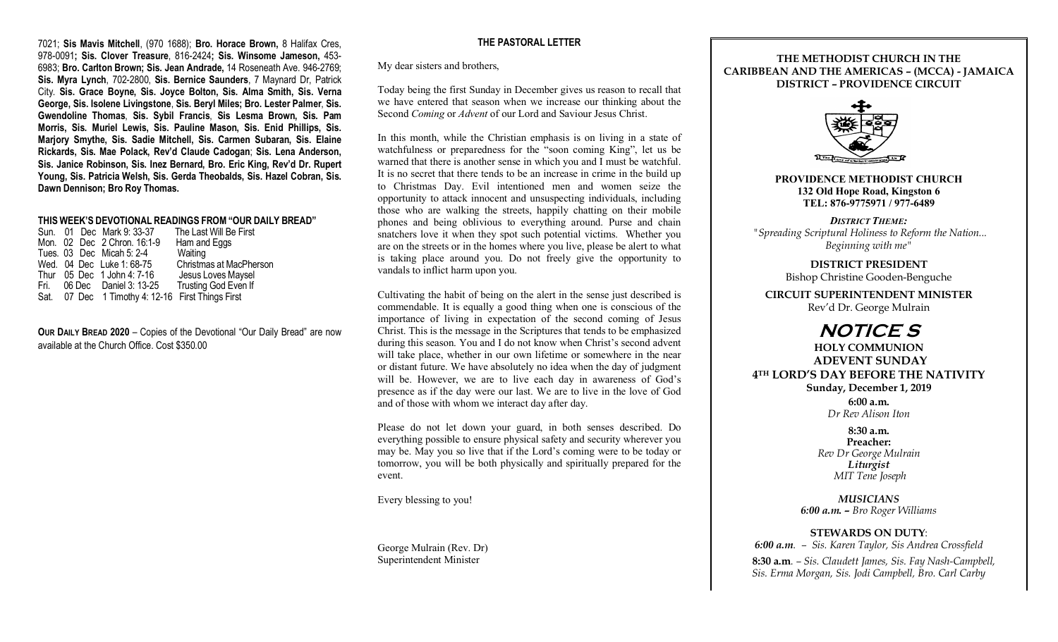7021; **Sis Mavis Mitchell**, (970 1688); **Bro. Horace Brown,** 8 Halifax Cres, 978-0091**; Sis. Clover Treasure**, 816-2424**; Sis. Winsome Jameson,** 453-6983; **Bro. Carlton Brown; Sis. Jean Andrade,** 14 Roseneath Ave. 946-2769; **Sis. Myra Lynch**, 702-2800, **Sis. Bernice Saunders**, 7 Maynard Dr, Patrick City. **Sis. Grace Boyne, Sis. Joyce Bolton, Sis. Alma Smith, Sis. Verna George, Sis. Isolene Livingstone**, **Sis. Beryl Miles; Bro. Lester Palmer**, **Sis. Gwendoline Thomas**, **Sis. Sybil Francis**, **Sis Lesma Brown, Sis. Pam Morris, Sis. Muriel Lewis, Sis. Pauline Mason, Sis. Enid Phillips, Sis. Marjory Smythe, Sis. Sadie Mitchell, Sis. Carmen Subaran, Sis. Elaine Rickards, Sis. Mae Polack, Rev'd Claude Cadogan**; **Sis. Lena Anderson, Sis. Janice Robinson, Sis. Inez Bernard, Bro. Eric King, Rev'd Dr. Rupert Young, Sis. Patricia Welsh, Sis. Gerda Theobalds, Sis. Hazel Cobran, Sis. Dawn Dennison; Bro Roy Thomas.**

**THIS WEEK'S DEVOTIONAL READINGS FROM "OUR DAILY BREAD"**

| | | | |
|---|---|---|---|
| Sun. | 01 Dec | Mark 9: 33-37 | The Last Will Be First |
| Mon. | 02 Dec | 2 Chron. 16:1-9 | Ham and Eggs |
| Tues. | 03 Dec | Micah 5: 2-4 | Waiting |
| Wed. | 04 Dec | Luke 1: 68-75 | Christmas at MacPherson |
| Thur | 05 Dec | 1 John 4: 7-16 | Jesus Loves Maysel |
| Fri. | 06 Dec | Daniel 3: 13-25 | Trusting God Even If |
| Sat. | 07 Dec | 1 Timothy 4: 12-16 | First Things First |

**OUR DAILY BREAD 2020** – Copies of the Devotional "Our Daily Bread" are now available at the Church Office. Cost $350.00

## THE PASTORAL LETTER

My dear sisters and brothers,

Today being the first Sunday in December gives us reason to recall that we have entered that season when we increase our thinking about the Second *Coming* or *Advent* of our Lord and Saviour Jesus Christ.

In this month, while the Christian emphasis is on living in a state of watchfulness or preparedness for the "soon coming King", let us be warned that there is another sense in which you and I must be watchful. It is no secret that there tends to be an increase in crime in the build up to Christmas Day. Evil intentioned men and women seize the opportunity to attack innocent and unsuspecting individuals, including those who are walking the streets, happily chatting on their mobile phones and being oblivious to everything around. Purse and chain snatchers love it when they spot such potential victims. Whether you are on the streets or in the homes where you live, please be alert to what is taking place around you. Do not freely give the opportunity to vandals to inflict harm upon you.

Cultivating the habit of being on the alert in the sense just described is commendable. It is equally a good thing when one is conscious of the importance of living in expectation of the second coming of Jesus Christ. This is the message in the Scriptures that tends to be emphasized during this season. You and I do not know when Christ's second advent will take place, whether in our own lifetime or somewhere in the near or distant future. We have absolutely no idea when the day of judgment will be. However, we are to live each day in awareness of God's presence as if the day were our last. We are to live in the love of God and of those with whom we interact day after day.

Please do not let down your guard, in both senses described. Do everything possible to ensure physical safety and security wherever you may be. May you so live that if the Lord's coming were to be today or tomorrow, you will be both physically and spiritually prepared for the event.

Every blessing to you!

George Mulrain (Rev. Dr)
Superintendent Minister

**THE METHODIST CHURCH IN THE CARIBBEAN AND THE AMERICAS – (MCCA) - JAMAICA DISTRICT – PROVIDENCE CIRCUIT**

**PROVIDENCE METHODIST CHURCH**
**132 Old Hope Road, Kingston 6**
**TEL: 876-9775971 / 977-6489**

***DISTRICT THEME:***
*"Spreading Scriptural Holiness to Reform the Nation... Beginning with me"*

**DISTRICT PRESIDENT**
Bishop Christine Gooden-Benguche

**CIRCUIT SUPERINTENDENT MINISTER**
Rev'd Dr. George Mulrain

# NOTICE S

**HOLY COMMUNION**
**ADEVENT SUNDAY**
**4TH LORD'S DAY BEFORE THE NATIVITY**
**Sunday, December 1, 2019**

**6:00 a.m.**
*Dr Rev Alison Iton*

**8:30 a.m.**
**Preacher:**
*Rev Dr George Mulrain*
***Liturgist***
*MIT Tene Joseph*

***MUSICIANS***
***6:00 a.m. –*** *Bro Roger Williams*

**STEWARDS ON DUTY**:
*6:00 a.m. – Sis. Karen Taylor, Sis Andrea Crossfield*

**8:30 a.m**. – *Sis. Claudett James, Sis. Fay Nash-Campbell, Sis. Erma Morgan, Sis. Jodi Campbell, Bro. Carl Carby*